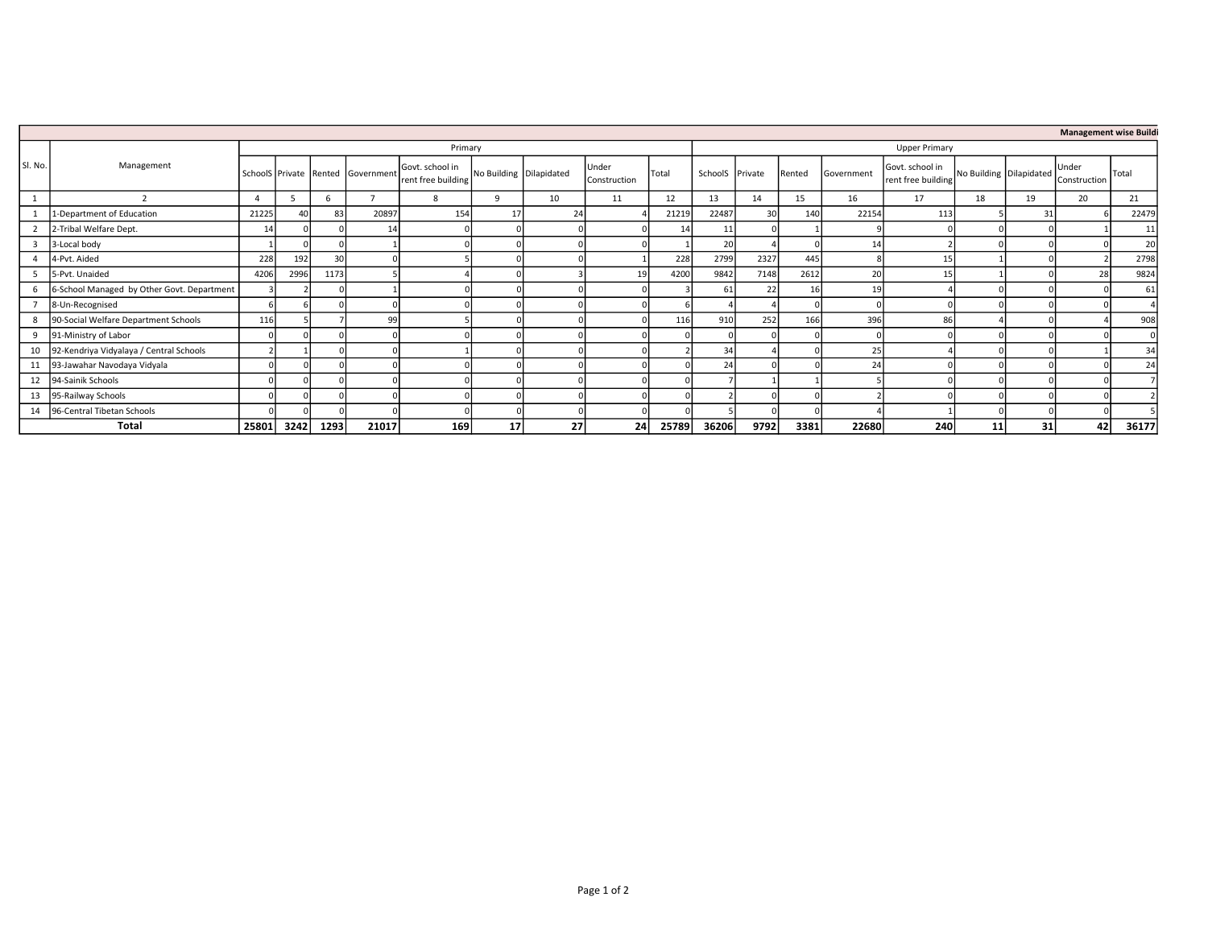| Management wise Buildi | | | | | | | | | | | | | | | | | | | | |
|---|---|---|---|---|---|---|---|---|---|---|---|---|---|---|---|---|---|---|---|---|
| Sl. No. | Management | Primary | | | | | | | | | Upper Primary | | | | | | | | | |
| | | SchoolS | Private | Rented | Government | Govt. school in rent free building | No Building | Dilapidated | Under Construction | Total | SchoolS | Private | Rented | Government | Govt. school in rent free building | No Building | Dilapidated | Under Construction | Total |
| 1 | 2 | 4 | 5 | 6 | 7 | 8 | 9 | 10 | 11 | 12 | 13 | 14 | 15 | 16 | 17 | 18 | 19 | 20 | 21 |
| 1 | 1-Department of Education | 21225 | 40 | 83 | 20897 | 154 | 17 | 24 | 4 | 21219 | 22487 | 30 | 140 | 22154 | 113 | 5 | 31 | 6 | 22479 |
| 2 | 2-Tribal Welfare Dept. | 14 | 0 | 0 | 14 | 0 | 0 | 0 | 0 | 14 | 11 | 0 | 1 | 9 | 0 | 0 | 0 | 1 | 11 |
| 3 | 3-Local body | 1 | 0 | 0 | 1 | 0 | 0 | 0 | 0 | 1 | 20 | 4 | 0 | 14 | 2 | 0 | 0 | 0 | 20 |
| 4 | 4-Pvt. Aided | 228 | 192 | 30 | 0 | 5 | 0 | 0 | 1 | 228 | 2799 | 2327 | 445 | 8 | 15 | 1 | 0 | 2 | 2798 |
| 5 | 5-Pvt. Unaided | 4206 | 2996 | 1173 | 5 | 4 | 0 | 3 | 19 | 4200 | 9842 | 7148 | 2612 | 20 | 15 | 1 | 0 | 28 | 9824 |
| 6 | 6-School Managed by Other Govt. Department | 3 | 2 | 0 | 1 | 0 | 0 | 0 | 0 | 3 | 61 | 22 | 16 | 19 | 4 | 0 | 0 | 0 | 61 |
| 7 | 8-Un-Recognised | 6 | 6 | 0 | 0 | 0 | 0 | 0 | 0 | 6 | 4 | 4 | 0 | 0 | 0 | 0 | 0 | 0 | 4 |
| 8 | 90-Social Welfare Department Schools | 116 | 5 | 7 | 99 | 5 | 0 | 0 | 0 | 116 | 910 | 252 | 166 | 396 | 86 | 4 | 0 | 4 | 908 |
| 9 | 91-Ministry of Labor | 0 | 0 | 0 | 0 | 0 | 0 | 0 | 0 | 0 | 0 | 0 | 0 | 0 | 0 | 0 | 0 | 0 | 0 |
| 10 | 92-Kendriya Vidyalaya / Central Schools | 2 | 1 | 0 | 0 | 1 | 0 | 0 | 0 | 2 | 34 | 4 | 0 | 25 | 4 | 0 | 0 | 1 | 34 |
| 11 | 93-Jawahar Navodaya Vidyala | 0 | 0 | 0 | 0 | 0 | 0 | 0 | 0 | 0 | 24 | 0 | 0 | 24 | 0 | 0 | 0 | 0 | 24 |
| 12 | 94-Sainik Schools | 0 | 0 | 0 | 0 | 0 | 0 | 0 | 0 | 0 | 7 | 1 | 1 | 5 | 0 | 0 | 0 | 0 | 7 |
| 13 | 95-Railway Schools | 0 | 0 | 0 | 0 | 0 | 0 | 0 | 0 | 0 | 2 | 0 | 0 | 2 | 0 | 0 | 0 | 0 | 2 |
| 14 | 96-Central Tibetan Schools | 0 | 0 | 0 | 0 | 0 | 0 | 0 | 0 | 0 | 5 | 0 | 0 | 4 | 1 | 0 | 0 | 0 | 5 |
| **Total** | | **25801** | **3242** | **1293** | **21017** | **169** | **17** | **27** | **24** | **25789** | **36206** | **9792** | **3381** | **22680** | **240** | **11** | **31** | **42** | **36177** |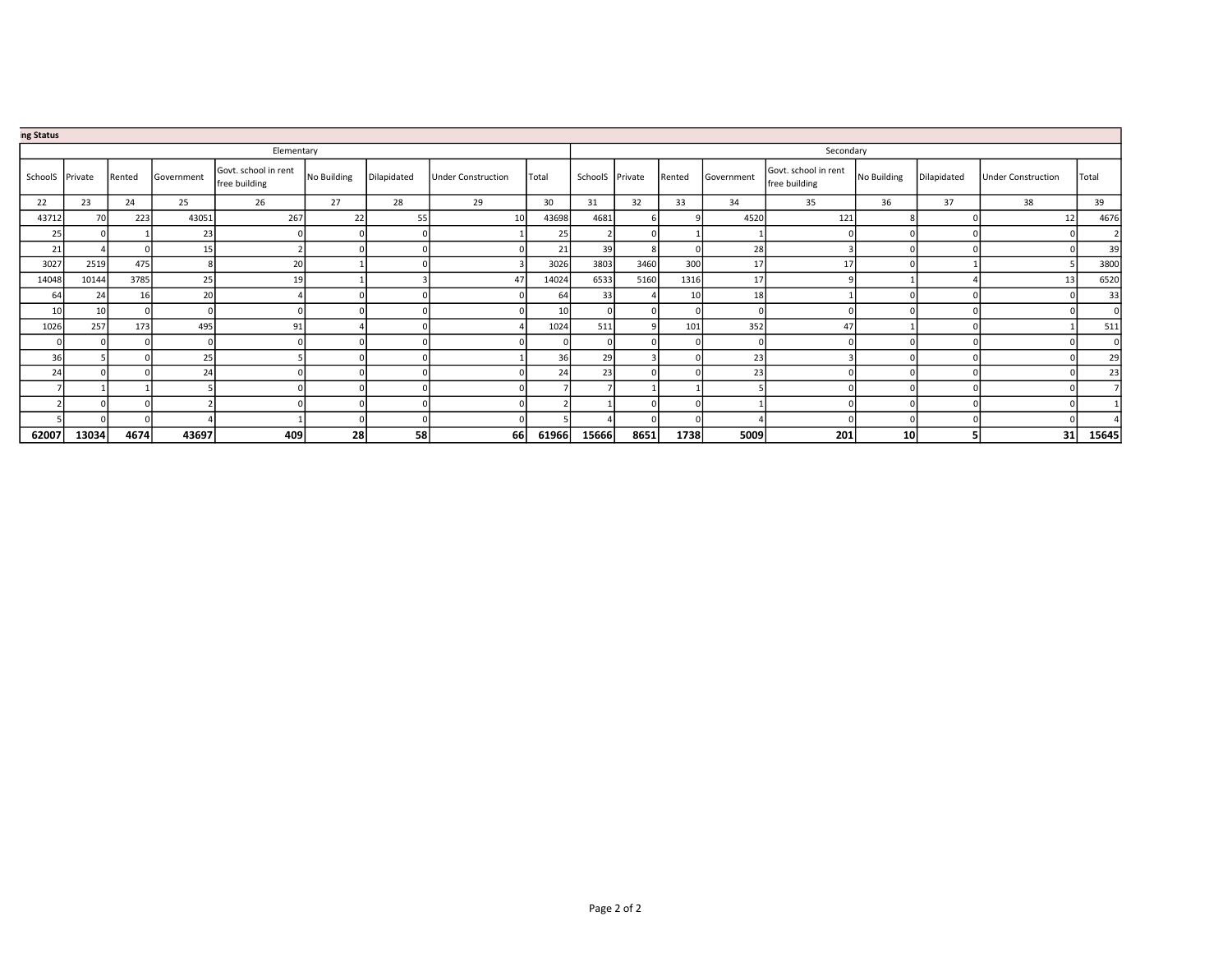**ing Status**

| Elementary | | | | | | | | | Secondary | | | | | | | | |
|---|---|---|---|---|---|---|---|---|---|---|---|---|---|---|---|---|---|
| SchoolS | Private | Rented | Government | Govt. school in rent free building | No Building | Dilapidated | Under Construction | Total | SchoolS | Private | Rented | Government | Govt. school in rent free building | No Building | Dilapidated | Under Construction | Total |
| 22 | 23 | 24 | 25 | 26 | 27 | 28 | 29 | 30 | 31 | 32 | 33 | 34 | 35 | 36 | 37 | 38 | 39 |
| 43712 | 70 | 223 | 43051 | 267 | 22 | 55 | 10 | 43698 | 4681 | 6 | 9 | 4520 | 121 | 8 | 0 | 12 | 4676 |
| 25 | 0 | 1 | 23 | 0 | 0 | 0 | 1 | 25 | 2 | 0 | 1 | 1 | 0 | 0 | 0 | 0 | 2 |
| 21 | 4 | 0 | 15 | 2 | 0 | 0 | 0 | 21 | 39 | 8 | 0 | 28 | 3 | 0 | 0 | 0 | 39 |
| 3027 | 2519 | 475 | 8 | 20 | 1 | 0 | 3 | 3026 | 3803 | 3460 | 300 | 17 | 17 | 0 | 1 | 5 | 3800 |
| 14048 | 10144 | 3785 | 25 | 19 | 1 | 3 | 47 | 14024 | 6533 | 5160 | 1316 | 17 | 9 | 1 | 4 | 13 | 6520 |
| 64 | 24 | 16 | 20 | 4 | 0 | 0 | 0 | 64 | 33 | 4 | 10 | 18 | 1 | 0 | 0 | 0 | 33 |
| 10 | 10 | 0 | 0 | 0 | 0 | 0 | 0 | 10 | 0 | 0 | 0 | 0 | 0 | 0 | 0 | 0 | 0 |
| 1026 | 257 | 173 | 495 | 91 | 4 | 0 | 4 | 1024 | 511 | 9 | 101 | 352 | 47 | 1 | 0 | 1 | 511 |
| 0 | 0 | 0 | 0 | 0 | 0 | 0 | 0 | 0 | 0 | 0 | 0 | 0 | 0 | 0 | 0 | 0 | 0 |
| 36 | 5 | 0 | 25 | 5 | 0 | 0 | 1 | 36 | 29 | 3 | 0 | 23 | 3 | 0 | 0 | 0 | 29 |
| 24 | 0 | 0 | 24 | 0 | 0 | 0 | 0 | 24 | 23 | 0 | 0 | 23 | 0 | 0 | 0 | 0 | 23 |
| 7 | 1 | 1 | 5 | 0 | 0 | 0 | 0 | 7 | 7 | 1 | 1 | 5 | 0 | 0 | 0 | 0 | 7 |
| 2 | 0 | 0 | 2 | 0 | 0 | 0 | 0 | 2 | 1 | 0 | 0 | 1 | 0 | 0 | 0 | 0 | 1 |
| 5 | 0 | 0 | 4 | 1 | 0 | 0 | 0 | 5 | 4 | 0 | 0 | 4 | 0 | 0 | 0 | 0 | 4 |
| **62007** | **13034** | **4674** | **43697** | **409** | **28** | **58** | **66** | **61966** | **15666** | **8651** | **1738** | **5009** | **201** | **10** | **5** | **31** | **15645** |